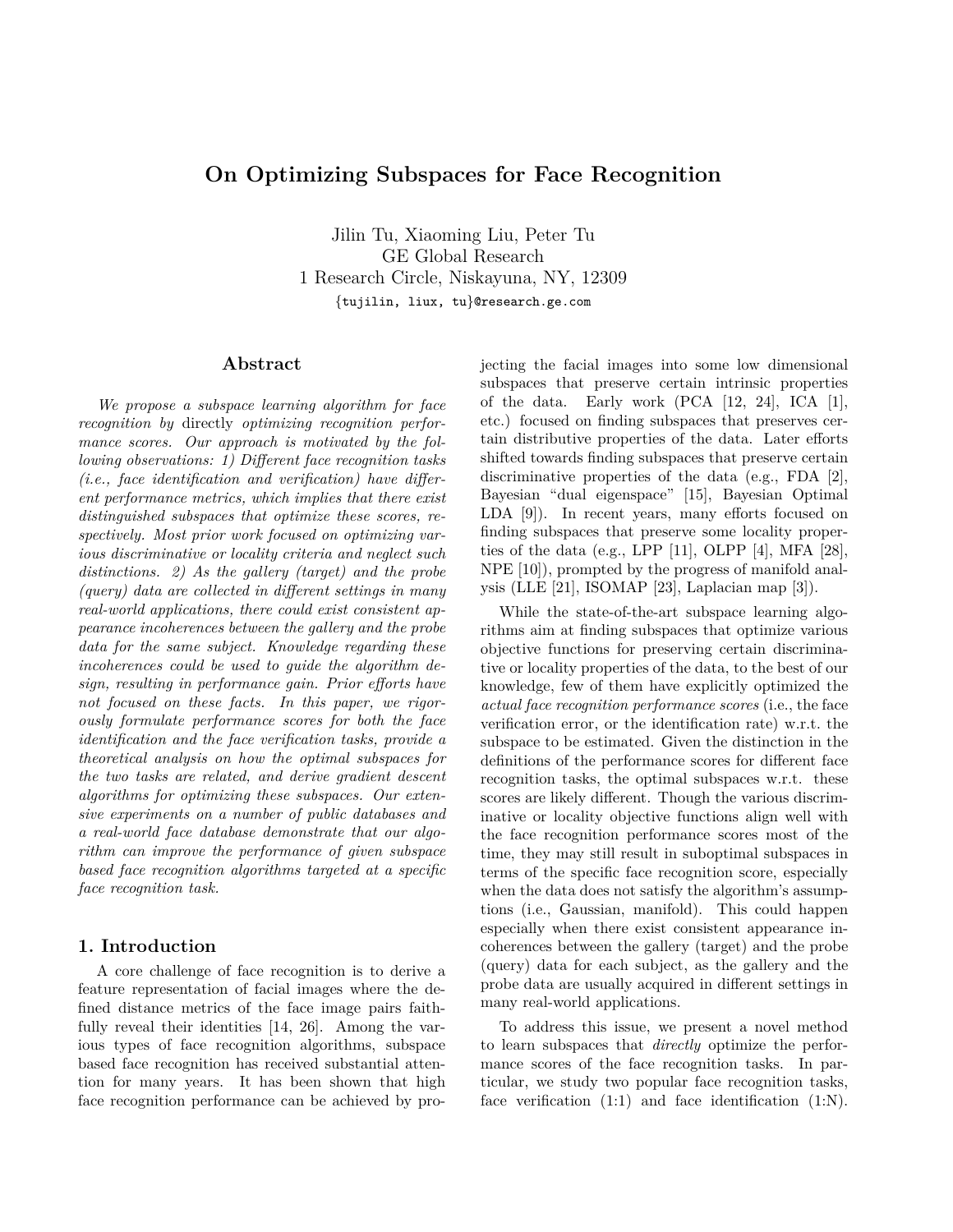# On Optimizing Subspaces for Face Recognition

Jilin Tu, Xiaoming Liu, Peter Tu
GE Global Research
1 Research Circle, Niskayuna, NY, 12309
{tujilin, liux, tu}@research.ge.com

## Abstract

*We propose a subspace learning algorithm for face recognition by* directly *optimizing recognition performance scores. Our approach is motivated by the following observations: 1) Different face recognition tasks (i.e., face identification and verification) have different performance metrics, which implies that there exist distinguished subspaces that optimize these scores, respectively. Most prior work focused on optimizing various discriminative or locality criteria and neglect such distinctions. 2) As the gallery (target) and the probe (query) data are collected in different settings in many real-world applications, there could exist consistent appearance incoherences between the gallery and the probe data for the same subject. Knowledge regarding these incoherences could be used to guide the algorithm design, resulting in performance gain. Prior efforts have not focused on these facts. In this paper, we rigorously formulate performance scores for both the face identification and the face verification tasks, provide a theoretical analysis on how the optimal subspaces for the two tasks are related, and derive gradient descent algorithms for optimizing these subspaces. Our extensive experiments on a number of public databases and a real-world face database demonstrate that our algorithm can improve the performance of given subspace based face recognition algorithms targeted at a specific face recognition task.*

## 1. Introduction

A core challenge of face recognition is to derive a feature representation of facial images where the defined distance metrics of the face image pairs faithfully reveal their identities [14, 26]. Among the various types of face recognition algorithms, subspace based face recognition has received substantial attention for many years. It has been shown that high face recognition performance can be achieved by projecting the facial images into some low dimensional subspaces that preserve certain intrinsic properties of the data. Early work (PCA [12, 24], ICA [1], etc.) focused on finding subspaces that preserves certain distributive properties of the data. Later efforts shifted towards finding subspaces that preserve certain discriminative properties of the data (e.g., FDA [2], Bayesian "dual eigenspace" [15], Bayesian Optimal LDA [9]). In recent years, many efforts focused on finding subspaces that preserve some locality properties of the data (e.g., LPP [11], OLPP [4], MFA [28], NPE [10]), prompted by the progress of manifold analysis (LLE [21], ISOMAP [23], Laplacian map [3]).

While the state-of-the-art subspace learning algorithms aim at finding subspaces that optimize various objective functions for preserving certain discriminative or locality properties of the data, to the best of our knowledge, few of them have explicitly optimized the *actual face recognition performance scores* (i.e., the face verification error, or the identification rate) w.r.t. the subspace to be estimated. Given the distinction in the definitions of the performance scores for different face recognition tasks, the optimal subspaces w.r.t. these scores are likely different. Though the various discriminative or locality objective functions align well with the face recognition performance scores most of the time, they may still result in suboptimal subspaces in terms of the specific face recognition score, especially when the data does not satisfy the algorithm's assumptions (i.e., Gaussian, manifold). This could happen especially when there exist consistent appearance incoherences between the gallery (target) and the probe (query) data for each subject, as the gallery and the probe data are usually acquired in different settings in many real-world applications.

To address this issue, we present a novel method to learn subspaces that *directly* optimize the performance scores of the face recognition tasks. In particular, we study two popular face recognition tasks, face verification (1:1) and face identification (1:N).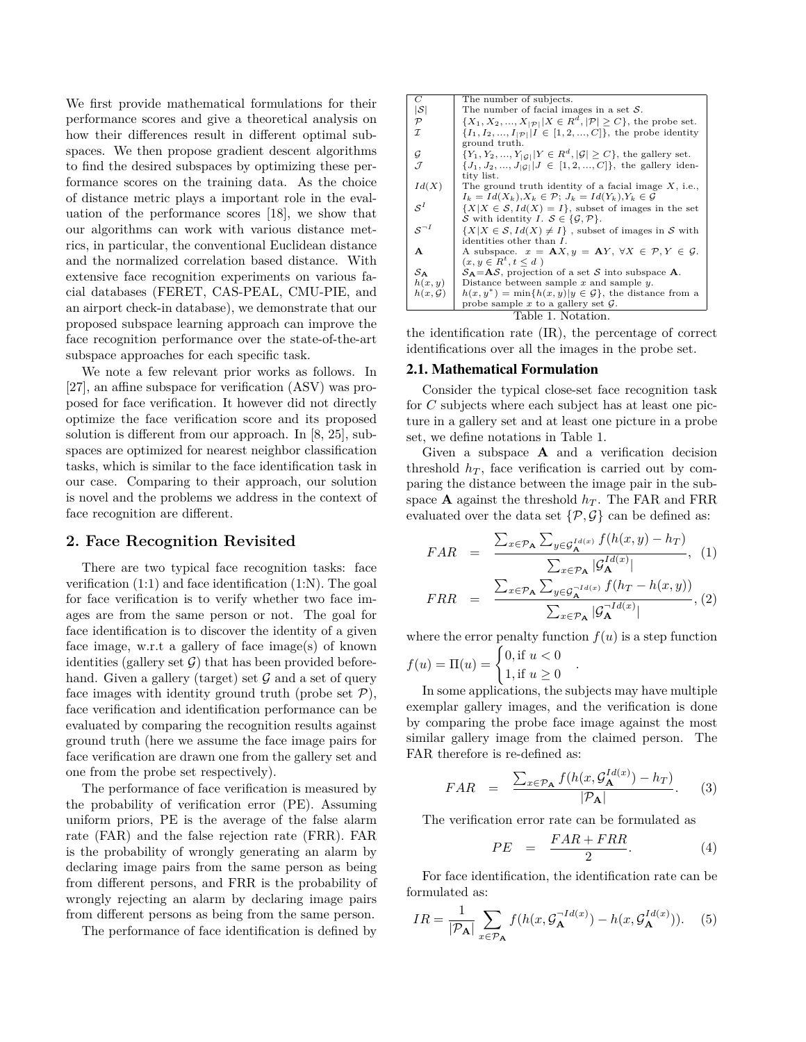We first provide mathematical formulations for their performance scores and give a theoretical analysis on how their differences result in different optimal subspaces. We then propose gradient descent algorithms to find the desired subspaces by optimizing these performance scores on the training data. As the choice of distance metric plays a important role in the evaluation of the performance scores [18], we show that our algorithms can work with various distance metrics, in particular, the conventional Euclidean distance and the normalized correlation based distance. With extensive face recognition experiments on various facial databases (FERET, CAS-PEAL, CMU-PIE, and an airport check-in database), we demonstrate that our proposed subspace learning approach can improve the face recognition performance over the state-of-the-art subspace approaches for each specific task.

We note a few relevant prior works as follows. In [27], an affine subspace for verification (ASV) was proposed for face verification. It however did not directly optimize the face verification score and its proposed solution is different from our approach. In [8, 25], subspaces are optimized for nearest neighbor classification tasks, which is similar to the face identification task in our case. Comparing to their approach, our solution is novel and the problems we address in the context of face recognition are different.

## 2. Face Recognition Revisited

There are two typical face recognition tasks: face verification (1:1) and face identification (1:N). The goal for face verification is to verify whether two face images are from the same person or not. The goal for face identification is to discover the identity of a given face image, w.r.t a gallery of face image(s) of known identities (gallery set $\mathcal{G}$) that has been provided beforehand. Given a gallery (target) set $\mathcal{G}$ and a set of query face images with identity ground truth (probe set $\mathcal{P}$), face verification and identification performance can be evaluated by comparing the recognition results against ground truth (here we assume the face image pairs for face verification are drawn one from the gallery set and one from the probe set respectively).

The performance of face verification is measured by the probability of verification error (PE). Assuming uniform priors, PE is the average of the false alarm rate (FAR) and the false rejection rate (FRR). FAR is the probability of wrongly generating an alarm by declaring image pairs from the same person as being from different persons, and FRR is the probability of wrongly rejecting an alarm by declaring image pairs from different persons as being from the same person.

The performance of face identification is defined by the identification rate (IR), the percentage of correct identifications over all the images in the probe set.

| | |
|---|---|
| $C$ | The number of subjects. |
| $\|\mathcal{S}\|$ | The number of facial images in a set $\mathcal{S}$. |
| $\mathcal{P}$ | $\{X_1, X_2, ..., X_{\|\mathcal{P}\|} \| X \in R^d, \|\mathcal{P}\| \geq C\}$, the probe set. |
| $\mathcal{I}$ | $\{I_1, I_2, ..., I_{\|\mathcal{P}\|} \| I \in [1, 2, ..., C]\}$, the probe identity ground truth. |
| $\mathcal{G}$ | $\{Y_1, Y_2, ..., Y_{\|\mathcal{G}\|} \| Y \in R^d, \|\mathcal{G}\| \geq C\}$, the gallery set. |
| $\mathcal{J}$ | $\{J_1, J_2, ..., J_{\|\mathcal{G}\|} \| J \in [1, 2, ..., C]\}$, the gallery identity list. |
| $Id(X)$ | The ground truth identity of a facial image $X$, i.e., $I_k = Id(X_k), X_k \in \mathcal{P}$; $J_k = Id(Y_k), Y_k \in \mathcal{G}$ |
| $\mathcal{S}^I$ | $\{X \| X \in \mathcal{S}, Id(X) = I\}$, subset of images in the set $\mathcal{S}$ with identity $I$. $\mathcal{S} \in \{\mathcal{G}, \mathcal{P}\}$. |
| $\mathcal{S}^{\neg I}$ | $\{X \| X \in \mathcal{S}, Id(X) \neq I\}$ , subset of images in $\mathcal{S}$ with identities other than $I$. |
| $\mathbf{A}$ | A subspace. $x = \mathbf{A}X, y = \mathbf{A}Y, \forall X \in \mathcal{P}, Y \in \mathcal{G}$. $(x, y \in R^t, t \leq d)$ |
| $\mathcal{S}_\mathbf{A}$ | $\mathcal{S}_\mathbf{A}$=$\mathbf{A}\mathcal{S}$, projection of a set $\mathcal{S}$ into subspace $\mathbf{A}$. |
| $h(x, y)$ | Distance between sample $x$ and sample $y$. |
| $h(x, \mathcal{G})$ | $h(x, y^*) = \min\{h(x, y) \| y \in \mathcal{G}\}$, the distance from a probe sample $x$ to a gallery set $\mathcal{G}$. |

Table 1. Notation.

### 2.1. Mathematical Formulation

Consider the typical close-set face recognition task for $C$ subjects where each subject has at least one picture in a gallery set and at least one picture in a probe set, we define notations in Table 1.

Given a subspace $\mathbf{A}$ and a verification decision threshold $h_T$, face verification is carried out by comparing the distance between the image pair in the subspace $\mathbf{A}$ against the threshold $h_T$. The FAR and FRR evaluated over the data set $\{\mathcal{P}, \mathcal{G}\}$ can be defined as:

$$FAR = \frac{\sum_{x \in \mathcal{P}_\mathbf{A}} \sum_{y \in \mathcal{G}_\mathbf{A}^{Id(x)}} f(h(x, y) - h_T)}{\sum_{x \in \mathcal{P}_\mathbf{A}} |\mathcal{G}_\mathbf{A}^{Id(x)}|}, \quad (1)$$

$$FRR = \frac{\sum_{x \in \mathcal{P}_\mathbf{A}} \sum_{y \in \mathcal{G}_\mathbf{A}^{\neg Id(x)}} f(h_T - h(x, y))}{\sum_{x \in \mathcal{P}_\mathbf{A}} |\mathcal{G}_\mathbf{A}^{\neg Id(x)}|}, \quad (2)$$

where the error penalty function $f(u)$ is a step function $f(u) = \Pi(u) = \begin{cases} 0, \text{if } u < 0 \\ 1, \text{if } u \geq 0 \end{cases}$.

In some applications, the subjects may have multiple exemplar gallery images, and the verification is done by comparing the probe face image against the most similar gallery image from the claimed person. The FAR therefore is re-defined as:

$$FAR = \frac{\sum_{x \in \mathcal{P}_\mathbf{A}} f(h(x, \mathcal{G}_\mathbf{A}^{Id(x)}) - h_T)}{|\mathcal{P}_\mathbf{A}|}. \quad (3)$$

The verification error rate can be formulated as

$$PE = \frac{FAR + FRR}{2}. \quad (4)$$

For face identification, the identification rate can be formulated as:

$$IR = \frac{1}{|\mathcal{P}_\mathbf{A}|} \sum_{x \in \mathcal{P}_\mathbf{A}} f(h(x, \mathcal{G}_\mathbf{A}^{\neg Id(x)}) - h(x, \mathcal{G}_\mathbf{A}^{Id(x)})). \quad (5)$$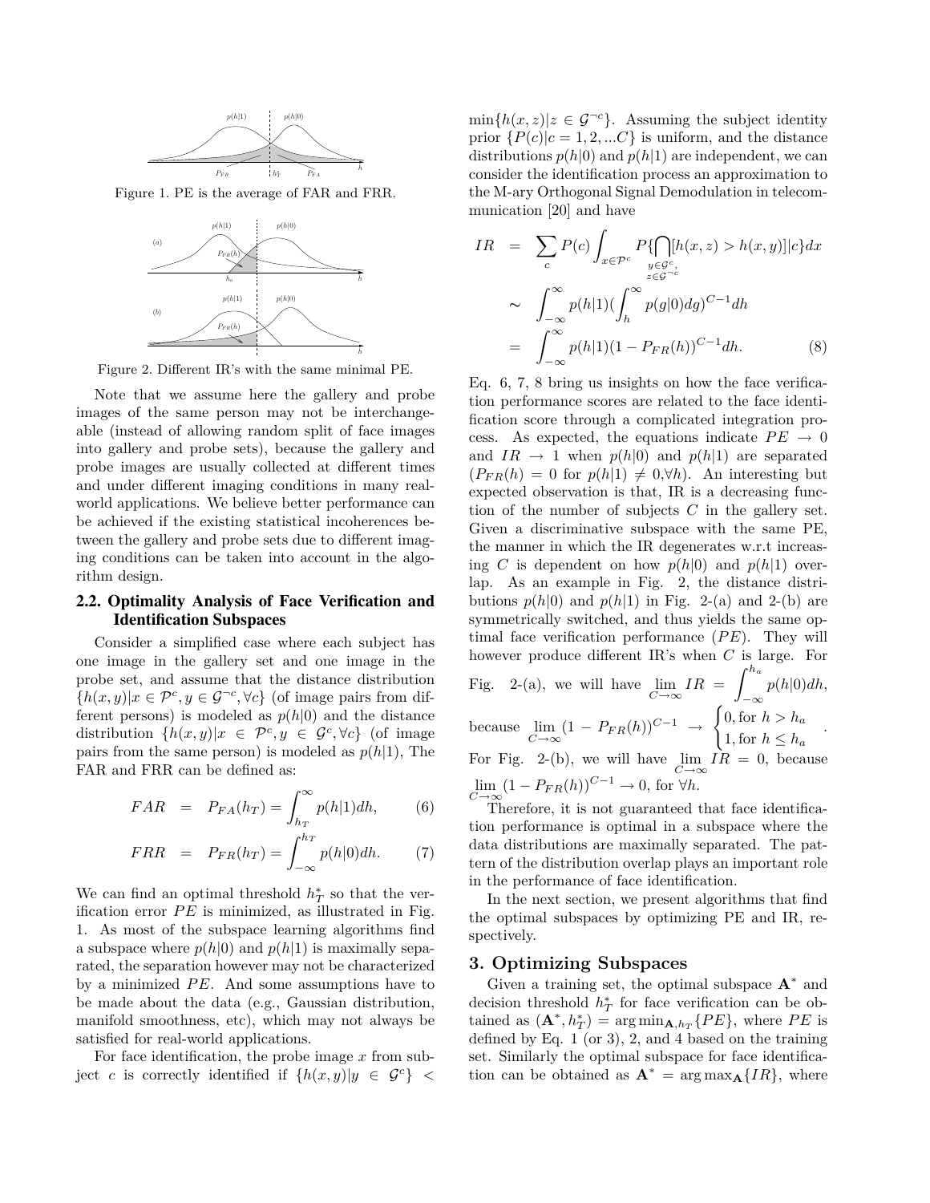Figure 1. PE is the average of FAR and FRR.

Figure 2. Different IR's with the same minimal PE.

Note that we assume here the gallery and probe images of the same person may not be interchangeable (instead of allowing random split of face images into gallery and probe sets), because the gallery and probe images are usually collected at different times and under different imaging conditions in many real-world applications. We believe better performance can be achieved if the existing statistical incoherences between the gallery and probe sets due to different imaging conditions can be taken into account in the algorithm design.

### 2.2. Optimality Analysis of Face Verification and Identification Subspaces

Consider a simplified case where each subject has one image in the gallery set and one image in the probe set, and assume that the distance distribution $\{h(x,y)|x \in \mathcal{P}^c, y \in \mathcal{G}^{\neg c}, \forall c\}$ (of image pairs from different persons) is modeled as $p(h|0)$ and the distance distribution $\{h(x,y)|x \in \mathcal{P}^c, y \in \mathcal{G}^c, \forall c\}$ (of image pairs from the same person) is modeled as $p(h|1)$, The FAR and FRR can be defined as:

$$FAR = P_{FA}(h_T) = \int_{h_T}^{\infty} p(h|1)dh, \tag{6}$$

$$FRR = P_{FR}(h_T) = \int_{-\infty}^{h_T} p(h|0)dh. \tag{7}$$

We can find an optimal threshold $h_T^*$ so that the verification error $PE$ is minimized, as illustrated in Fig. 1. As most of the subspace learning algorithms find a subspace where $p(h|0)$ and $p(h|1)$ is maximally separated, the separation however may not be characterized by a minimized $PE$. And some assumptions have to be made about the data (e.g., Gaussian distribution, manifold smoothness, etc), which may not always be satisfied for real-world applications.

For face identification, the probe image $x$ from subject $c$ is correctly identified if $\{h(x,y)|y \in \mathcal{G}^c\} < \min\{h(x,z)|z \in \mathcal{G}^{\neg c}\}$. Assuming the subject identity prior $\{P(c)|c = 1, 2, ...C\}$ is uniform, and the distance distributions $p(h|0)$ and $p(h|1)$ are independent, we can consider the identification process an approximation to the M-ary Orthogonal Signal Demodulation in telecommunication [20] and have

$$\begin{aligned} IR &= \sum_c P(c) \int_{x \in \mathcal{P}^c} P\{\bigcap_{\substack{y \in \mathcal{G}^c, \\ z \in \mathcal{G}^{\neg c}}} [h(x,z) > h(x,y)]|c\}dx \\ &\sim \int_{-\infty}^{\infty} p(h|1)(\int_h^{\infty} p(g|0)dg)^{C-1}dh \\ &= \int_{-\infty}^{\infty} p(h|1)(1 - P_{FR}(h))^{C-1}dh. \end{aligned} \tag{8}$$

Eq. 6, 7, 8 bring us insights on how the face verification performance scores are related to the face identification score through a complicated integration process. As expected, the equations indicate $PE \to 0$ and $IR \to 1$ when $p(h|0)$ and $p(h|1)$ are separated ($P_{FR}(h) = 0$ for $p(h|1) \neq 0, \forall h$). An interesting but expected observation is that, IR is a decreasing function of the number of subjects $C$ in the gallery set. Given a discriminative subspace with the same PE, the manner in which the IR degenerates w.r.t increasing $C$ is dependent on how $p(h|0)$ and $p(h|1)$ overlap. As an example in Fig. 2, the distance distributions $p(h|0)$ and $p(h|1)$ in Fig. 2-(a) and 2-(b) are symmetrically switched, and thus yields the same optimal face verification performance ($PE$). They will however produce different IR's when $C$ is large. For Fig. 2-(a), we will have $\lim_{C \to \infty} IR = \int_{-\infty}^{h_a} p(h|0)dh$, because $\lim_{C \to \infty} (1 - P_{FR}(h))^{C-1} \to \begin{cases} 0, \text{for } h > h_a \\ 1, \text{for } h \leq h_a \end{cases}$. For Fig. 2-(b), we will have $\lim_{C \to \infty} IR = 0$, because $\lim_{C \to \infty} (1 - P_{FR}(h))^{C-1} \to 0$, for $\forall h$.

Therefore, it is not guaranteed that face identification performance is optimal in a subspace where the data distributions are maximally separated. The pattern of the distribution overlap plays an important role in the performance of face identification.

In the next section, we present algorithms that find the optimal subspaces by optimizing PE and IR, respectively.

## 3. Optimizing Subspaces

Given a training set, the optimal subspace $\mathbf{A}^*$ and decision threshold $h_T^*$ for face verification can be obtained as $(\mathbf{A}^*, h_T^*) = \arg\min_{\mathbf{A}, h_T}\{PE\}$, where $PE$ is defined by Eq. 1 (or 3), 2, and 4 based on the training set. Similarly the optimal subspace for face identification can be obtained as $\mathbf{A}^* = \arg\max_{\mathbf{A}}\{IR\}$, where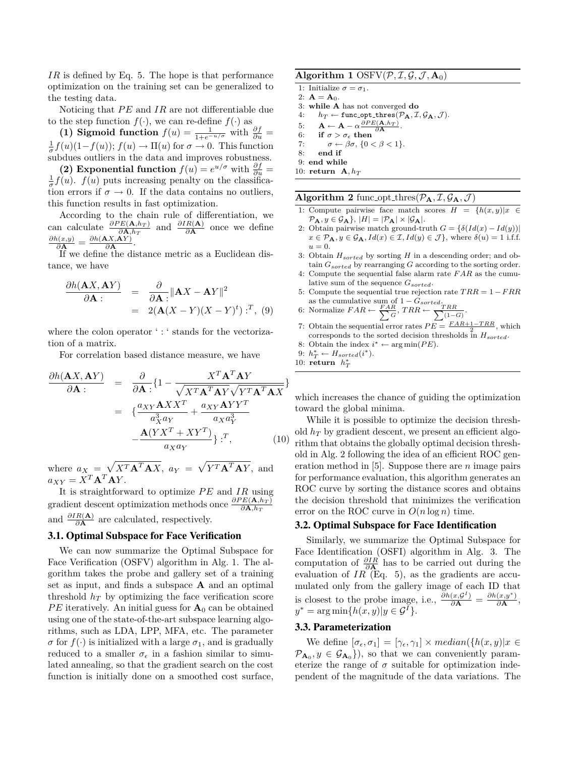$IR$ is defined by Eq. 5. The hope is that performance optimization on the training set can be generalized to the testing data.

Noticing that $PE$ and $IR$ are not differentiable due to the step function $f(\cdot)$, we can re-define $f(\cdot)$ as

**(1) Sigmoid function** $f(u) = \frac{1}{1+e^{-u/\sigma}}$ with $\frac{\partial f}{\partial u} = \frac{1}{\sigma} f(u)(1-f(u))$; $f(u) \to \Pi(u)$ for $\sigma \to 0$. This function subdues outliers in the data and improves robustness.

**(2) Exponential function** $f(u) = e^{u/\sigma}$ with $\frac{\partial f}{\partial u} = \frac{1}{\sigma} f(u)$. $f(u)$ puts increasing penalty on the classification errors if $\sigma \to 0$. If the data contains no outliers, this function results in fast optimization.

According to the chain rule of differentiation, we can calculate $\frac{\partial PE(\mathbf{A}, h_T)}{\partial \mathbf{A}, h_T}$ and $\frac{\partial IR(\mathbf{A})}{\partial \mathbf{A}}$ once we define $\frac{\partial h(x,y)}{\partial \mathbf{A}} = \frac{\partial h(\mathbf{A}X, \mathbf{A}Y)}{\partial \mathbf{A}}$.

If we define the distance metric as a Euclidean distance, we have

$$\begin{aligned} \frac{\partial h(\mathbf{A}X, \mathbf{A}Y)}{\partial \mathbf{A}:} &= \frac{\partial}{\partial \mathbf{A}:} \|\mathbf{A}X - \mathbf{A}Y\|^2 \\ &= 2(\mathbf{A}(X-Y)(X-Y)^t) :^T, \end{aligned} \quad (9)$$

where the colon operator ' : ' stands for the vectorization of a matrix.

For correlation based distance measure, we have

$$\begin{aligned} \frac{\partial h(\mathbf{A}X, \mathbf{A}Y)}{\partial \mathbf{A}:} &= \frac{\partial}{\partial \mathbf{A}:} \{1 - \frac{X^T\mathbf{A}^T\mathbf{A}Y}{\sqrt{X^T\mathbf{A}^T\mathbf{A}Y}\sqrt{Y^T\mathbf{A}^T\mathbf{A}X}}\} \\ &= \{\frac{a_{XY}\mathbf{A}XX^T}{a_X^3 a_Y} + \frac{a_{XY}\mathbf{A}YY^T}{a_X a_Y^3} \\ &\quad - \frac{\mathbf{A}(YX^T + XY^T)}{a_X a_Y}\} :^T, \end{aligned} \quad (10)$$

where $a_X = \sqrt{X^T\mathbf{A}^T\mathbf{A}X}$, $a_Y = \sqrt{Y^T\mathbf{A}^T\mathbf{A}Y}$, and $a_{XY} = X^T\mathbf{A}^T\mathbf{A}Y$.

It is straightforward to optimize $PE$ and $IR$ using gradient descent optimization methods once $\frac{\partial PE(\mathbf{A}, h_T)}{\partial \mathbf{A}, h_T}$ and $\frac{\partial IR(\mathbf{A})}{\partial \mathbf{A}}$ are calculated, respectively.

### 3.1. Optimal Subspace for Face Verification

We can now summarize the Optimal Subspace for Face Verification (OSFV) algorithm in Alg. 1. The algorithm takes the probe and gallery set of a training set as input, and finds a subspace $\mathbf{A}$ and an optimal threshold $h_T$ by optimizing the face verification score $PE$ iteratively. An initial guess for $\mathbf{A}_0$ can be obtained using one of the state-of-the-art subspace learning algorithms, such as LDA, LPP, MFA, etc. The parameter $\sigma$ for $f(\cdot)$ is initialized with a large $\sigma_1$, and is gradually reduced to a smaller $\sigma_\epsilon$ in a fashion similar to simulated annealing, so that the gradient search on the cost function is initially done on a smoothed cost surface, which increases the chance of guiding the optimization toward the global minima.

**Algorithm 1** OSFV($\mathcal{P}, \mathcal{I}, \mathcal{G}, \mathcal{J}, \mathbf{A}_0$)

1: Initialize $\sigma = \sigma_1$.
2: $\mathbf{A} = \mathbf{A}_0$.
3: **while** $\mathbf{A}$ has not converged **do**
4: $\quad h_T \leftarrow$ `func_opt_thres`($\mathcal{P}_\mathbf{A}, \mathcal{I}, \mathcal{G}_\mathbf{A}, \mathcal{J}$).
5: $\quad \mathbf{A} \leftarrow \mathbf{A} - \alpha \frac{\partial PE(\mathbf{A}, h_T)}{\partial \mathbf{A}}$.
6: $\quad$ **if** $\sigma > \sigma_\epsilon$ **then**
7: $\quad\quad \sigma \leftarrow \beta\sigma$, $\{0 < \beta < 1\}$.
8: $\quad$ **end if**
9: **end while**
10: **return** $\mathbf{A}, h_T$

**Algorithm 2** func_opt_thres($\mathcal{P}_\mathbf{A}, \mathcal{I}, \mathcal{G}_\mathbf{A}, \mathcal{J}$)

1: Compute pairwise face match scores $H = \{h(x,y) | x \in \mathcal{P}_\mathbf{A}, y \in \mathcal{G}_\mathbf{A}\}$, $|H| = |\mathcal{P}_\mathbf{A}| \times |\mathcal{G}_\mathbf{A}|$.
2: Obtain pairwise match ground-truth $G = \{\delta(Id(x) - Id(y)) | x \in \mathcal{P}_\mathbf{A}, y \in \mathcal{G}_\mathbf{A}, Id(x) \in \mathcal{I}, Id(y) \in \mathcal{J}\}$, where $\delta(u) = 1$ i.f.f. $u = 0$.
3: Obtain $H_{sorted}$ by sorting $H$ in a descending order; and obtain $G_{sorted}$ by rearranging $G$ according to the sorting order.
4: Compute the sequential false alarm rate $FAR$ as the cumulative sum of the sequence $G_{sorted}$.
5: Compute the sequential true rejection rate $TRR = 1 - FRR$ as the cumulative sum of $1 - G_{sorted}$.
6: Normalize $FAR \leftarrow \frac{FAR}{\sum G}$, $TRR \leftarrow \frac{TRR}{\sum(1-G)}$.
7: Obtain the sequential error rates $PE = \frac{FAR+1-TRR}{2}$, which corresponds to the sorted decision thresholds in $H_{sorted}$.
8: Obtain the index $i^* \leftarrow \arg\min(PE)$.
9: $h_T^* \leftarrow H_{sorted}(i^*)$.
10: **return** $h_T^*$

While it is possible to optimize the decision threshold $h_T$ by gradient descent, we present an efficient algorithm that obtains the globally optimal decision threshold in Alg. 2 following the idea of an efficient ROC generation method in [5]. Suppose there are $n$ image pairs for performance evaluation, this algorithm generates an ROC curve by sorting the distance scores and obtains the decision threshold that minimizes the verification error on the ROC curve in $O(n \log n)$ time.

### 3.2. Optimal Subspace for Face Identification

Similarly, we summarize the Optimal Subspace for Face Identification (OSFI) algorithm in Alg. 3. The computation of $\frac{\partial IR}{\partial \mathbf{A}}$ has to be carried out during the evaluation of $IR$ (Eq. 5), as the gradients are accumulated only from the gallery image of each ID that is closest to the probe image, i.e., $\frac{\partial h(x, \mathcal{G}^I)}{\partial \mathbf{A}} = \frac{\partial h(x, y^*)}{\partial \mathbf{A}}$, $y^* = \arg\min\{h(x,y) | y \in \mathcal{G}^I\}$.

### 3.3. Parameterization

We define $[\sigma_\epsilon, \sigma_1] = [\gamma_\epsilon, \gamma_1] \times median(\{h(x,y) | x \in \mathcal{P}_{\mathbf{A}_0}, y \in \mathcal{G}_{\mathbf{A}_0}\})$, so that we can conveniently parameterize the range of $\sigma$ suitable for optimization independent of the magnitude of the data variations. The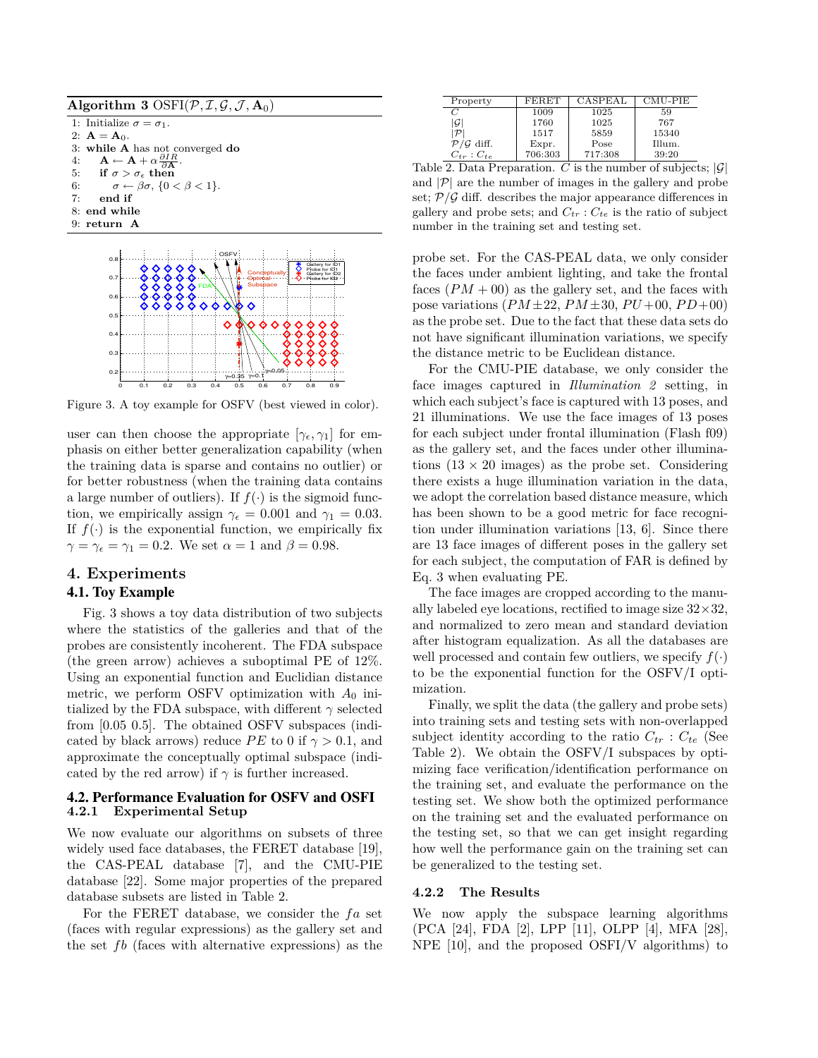**Algorithm 3** OSFI($\mathcal{P}, \mathcal{I}, \mathcal{G}, \mathcal{J}, \mathbf{A}_0$)

```
1: Initialize σ = σ_1.
2: A = A_0.
3: while A has not converged do
4:     A ← A + α ∂IR/∂A.
5:     if σ > σ_ε then
6:         σ ← βσ, {0 < β < 1}.
7:     end if
8: end while
9: return A
```

Figure 3. A toy example for OSFV (best viewed in color).

user can then choose the appropriate $[\gamma_\epsilon, \gamma_1]$ for emphasis on either better generalization capability (when the training data is sparse and contains no outlier) or for better robustness (when the training data contains a large number of outliers). If $f(\cdot)$ is the sigmoid function, we empirically assign $\gamma_\epsilon = 0.001$ and $\gamma_1 = 0.03$. If $f(\cdot)$ is the exponential function, we empirically fix $\gamma = \gamma_\epsilon = \gamma_1 = 0.2$. We set $\alpha = 1$ and $\beta = 0.98$.

# 4. Experiments

## 4.1. Toy Example

Fig. 3 shows a toy data distribution of two subjects where the statistics of the galleries and that of the probes are consistently incoherent. The FDA subspace (the green arrow) achieves a suboptimal PE of 12%. Using an exponential function and Euclidian distance metric, we perform OSFV optimization with $A_0$ initialized by the FDA subspace, with different $\gamma$ selected from [0.05 0.5]. The obtained OSFV subspaces (indicated by black arrows) reduce $PE$ to 0 if $\gamma > 0.1$, and approximate the conceptually optimal subspace (indicated by the red arrow) if $\gamma$ is further increased.

## 4.2. Performance Evaluation for OSFV and OSFI

### 4.2.1 Experimental Setup

We now evaluate our algorithms on subsets of three widely used face databases, the FERET database [19], the CAS-PEAL database [7], and the CMU-PIE database [22]. Some major properties of the prepared database subsets are listed in Table 2.

For the FERET database, we consider the *fa* set (faces with regular expressions) as the gallery set and the set *fb* (faces with alternative expressions) as the probe set. For the CAS-PEAL data, we only consider the faces under ambient lighting, and take the frontal faces ($PM+00$) as the gallery set, and the faces with pose variations ($PM\pm22$, $PM\pm30$, $PU+00$, $PD+00$) as the probe set. Due to the fact that these data sets do not have significant illumination variations, we specify the distance metric to be Euclidean distance.

| Property | FERET | CASPEAL | CMU-PIE |
|---|---|---|---|
| $C$ | 1009 | 1025 | 59 |
| $\lvert\mathcal{G}\rvert$ | 1760 | 1025 | 767 |
| $\lvert\mathcal{P}\rvert$ | 1517 | 5859 | 15340 |
| $\mathcal{P}/\mathcal{G}$ diff. | Expr. | Pose | Illum. |
| $C_{tr} : C_{te}$ | 706:303 | 717:308 | 39:20 |

Table 2. Data Preparation. $C$ is the number of subjects; $|\mathcal{G}|$ and $|\mathcal{P}|$ are the number of images in the gallery and probe set; $\mathcal{P}/\mathcal{G}$ diff. describes the major appearance differences in gallery and probe sets; and $C_{tr} : C_{te}$ is the ratio of subject number in the training set and testing set.

For the CMU-PIE database, we only consider the face images captured in *Illumination 2* setting, in which each subject's face is captured with 13 poses, and 21 illuminations. We use the face images of 13 poses for each subject under frontal illumination (Flash f09) as the gallery set, and the faces under other illuminations ($13 \times 20$ images) as the probe set. Considering there exists a huge illumination variation in the data, we adopt the correlation based distance measure, which has been shown to be a good metric for face recognition under illumination variations [13, 6]. Since there are 13 face images of different poses in the gallery set for each subject, the computation of FAR is defined by Eq. 3 when evaluating PE.

The face images are cropped according to the manually labeled eye locations, rectified to image size $32\times32$, and normalized to zero mean and standard deviation after histogram equalization. As all the databases are well processed and contain few outliers, we specify $f(\cdot)$ to be the exponential function for the OSFV/I optimization.

Finally, we split the data (the gallery and probe sets) into training sets and testing sets with non-overlapped subject identity according to the ratio $C_{tr} : C_{te}$ (See Table 2). We obtain the OSFV/I subspaces by optimizing face verification/identification performance on the training set, and evaluate the performance on the testing set. We show both the optimized performance on the training set and the evaluated performance on the testing set, so that we can get insight regarding how well the performance gain on the training set can be generalized to the testing set.

### 4.2.2 The Results

We now apply the subspace learning algorithms (PCA [24], FDA [2], LPP [11], OLPP [4], MFA [28], NPE [10], and the proposed OSFI/V algorithms) to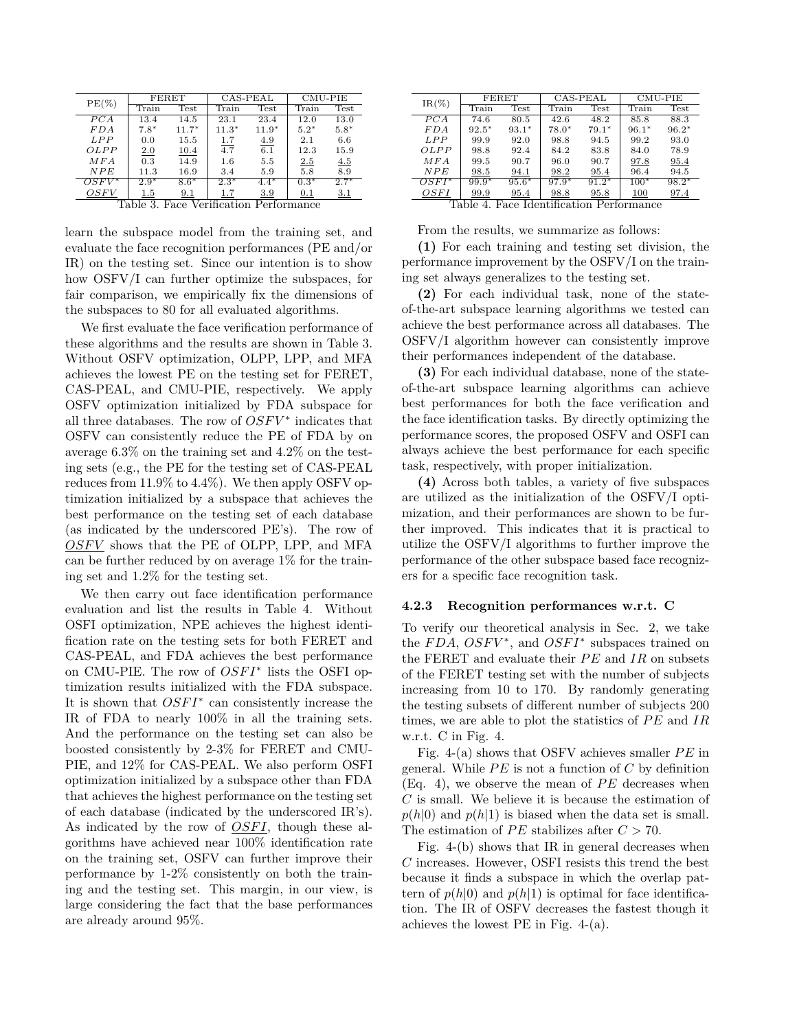| PE(%) | FERET | | CAS-PEAL | | CMU-PIE | |
|---|---|---|---|---|---|---|
| | Train | Test | Train | Test | Train | Test |
| $PCA$ | 13.4 | 14.5 | 23.1 | 23.4 | 12.0 | 13.0 |
| $FDA$ | 7.8* | 11.7* | 11.3* | 11.9* | 5.2* | 5.8* |
| $LPP$ | 0.0 | 15.5 | 1.7 | 4.9 | 2.1 | 6.6 |
| $OLPP$ | 2.0 | 10.4 | 4.7 | 6.1 | 12.3 | 15.9 |
| $MFA$ | 0.3 | 14.9 | 1.6 | 5.5 | 2.5 | 4.5 |
| $NPE$ | 11.3 | 16.9 | 3.4 | 5.9 | 5.8 | 8.9 |
| $OSFV^*$ | 2.9* | 8.6* | 2.3* | 4.4* | 0.3* | 2.7* |
| $\underline{OSFV}$ | 1.5 | 9.1 | 1.7 | 3.9 | 0.1 | 3.1 |

Table 3. Face Verification Performance

| IR(%) | FERET | | CAS-PEAL | | CMU-PIE | |
|---|---|---|---|---|---|---|
| | Train | Test | Train | Test | Train | Test |
| $PCA$ | 74.6 | 80.5 | 42.6 | 48.2 | 85.8 | 88.3 |
| $FDA$ | 92.5* | 93.1* | 78.0* | 79.1* | 96.1* | 96.2* |
| $LPP$ | 99.9 | 92.0 | 98.8 | 94.5 | 99.2 | 93.0 |
| $OLPP$ | 98.8 | 92.4 | 84.2 | 83.8 | 84.0 | 78.9 |
| $MFA$ | 99.5 | 90.7 | 96.0 | 90.7 | 97.8 | 95.4 |
| $NPE$ | 98.5 | 94.1 | 98.2 | 95.4 | 96.4 | 94.5 |
| $OSFI^*$ | 99.9* | 95.6* | 97.9* | 91.2* | 100* | 98.2* |
| $\underline{OSFI}$ | 99.9 | 95.4 | 98.8 | 95.8 | 100 | 97.4 |

Table 4. Face Identification Performance

learn the subspace model from the training set, and evaluate the face recognition performances (PE and/or IR) on the testing set. Since our intention is to show how OSFV/I can further optimize the subspaces, for fair comparison, we empirically fix the dimensions of the subspaces to 80 for all evaluated algorithms.

We first evaluate the face verification performance of these algorithms and the results are shown in Table 3. Without OSFV optimization, OLPP, LPP, and MFA achieves the lowest PE on the testing set for FERET, CAS-PEAL, and CMU-PIE, respectively. We apply OSFV optimization initialized by FDA subspace for all three databases. The row of $OSFV^*$ indicates that OSFV can consistently reduce the PE of FDA by on average 6.3% on the training set and 4.2% on the testing sets (e.g., the PE for the testing set of CAS-PEAL reduces from 11.9% to 4.4%). We then apply OSFV optimization initialized by a subspace that achieves the best performance on the testing set of each database (as indicated by the underscored PE's). The row of $\underline{OSFV}$ shows that the PE of OLPP, LPP, and MFA can be further reduced by on average 1% for the training set and 1.2% for the testing set.

We then carry out face identification performance evaluation and list the results in Table 4. Without OSFI optimization, NPE achieves the highest identification rate on the testing sets for both FERET and CAS-PEAL, and FDA achieves the best performance on CMU-PIE. The row of $OSFI^*$ lists the OSFI optimization results initialized with the FDA subspace. It is shown that $OSFI^*$ can consistently increase the IR of FDA to nearly 100% in all the training sets. And the performance on the testing set can also be boosted consistently by 2-3% for FERET and CMU-PIE, and 12% for CAS-PEAL. We also perform OSFI optimization initialized by a subspace other than FDA that achieves the highest performance on the testing set of each database (indicated by the underscored IR's). As indicated by the row of $\underline{OSFI}$, though these algorithms have achieved near 100% identification rate on the training set, OSFV can further improve their performance by 1-2% consistently on both the training and the testing set. This margin, in our view, is large considering the fact that the base performances are already around 95%.

From the results, we summarize as follows:

**(1)** For each training and testing set division, the performance improvement by the OSFV/I on the training set always generalizes to the testing set.

**(2)** For each individual task, none of the state-of-the-art subspace learning algorithms we tested can achieve the best performance across all databases. The OSFV/I algorithm however can consistently improve their performances independent of the database.

**(3)** For each individual database, none of the state-of-the-art subspace learning algorithms can achieve best performances for both the face verification and the face identification tasks. By directly optimizing the performance scores, the proposed OSFV and OSFI can always achieve the best performance for each specific task, respectively, with proper initialization.

**(4)** Across both tables, a variety of five subspaces are utilized as the initialization of the OSFV/I optimization, and their performances are shown to be further improved. This indicates that it is practical to utilize the OSFV/I algorithms to further improve the performance of the other subspace based face recognizers for a specific face recognition task.

### 4.2.3 Recognition performances w.r.t. C

To verify our theoretical analysis in Sec. 2, we take the $FDA$, $OSFV^*$, and $OSFI^*$ subspaces trained on the FERET and evaluate their $PE$ and $IR$ on subsets of the FERET testing set with the number of subjects increasing from 10 to 170. By randomly generating the testing subsets of different number of subjects 200 times, we are able to plot the statistics of $PE$ and $IR$ w.r.t. C in Fig. 4.

Fig. 4-(a) shows that OSFV achieves smaller $PE$ in general. While $PE$ is not a function of $C$ by definition (Eq. 4), we observe the mean of $PE$ decreases when $C$ is small. We believe it is because the estimation of $p(h|0)$ and $p(h|1)$ is biased when the data set is small. The estimation of $PE$ stabilizes after $C > 70$.

Fig. 4-(b) shows that IR in general decreases when $C$ increases. However, OSFI resists this trend the best because it finds a subspace in which the overlap pattern of $p(h|0)$ and $p(h|1)$ is optimal for face identification. The IR of OSFV decreases the fastest though it achieves the lowest PE in Fig. 4-(a).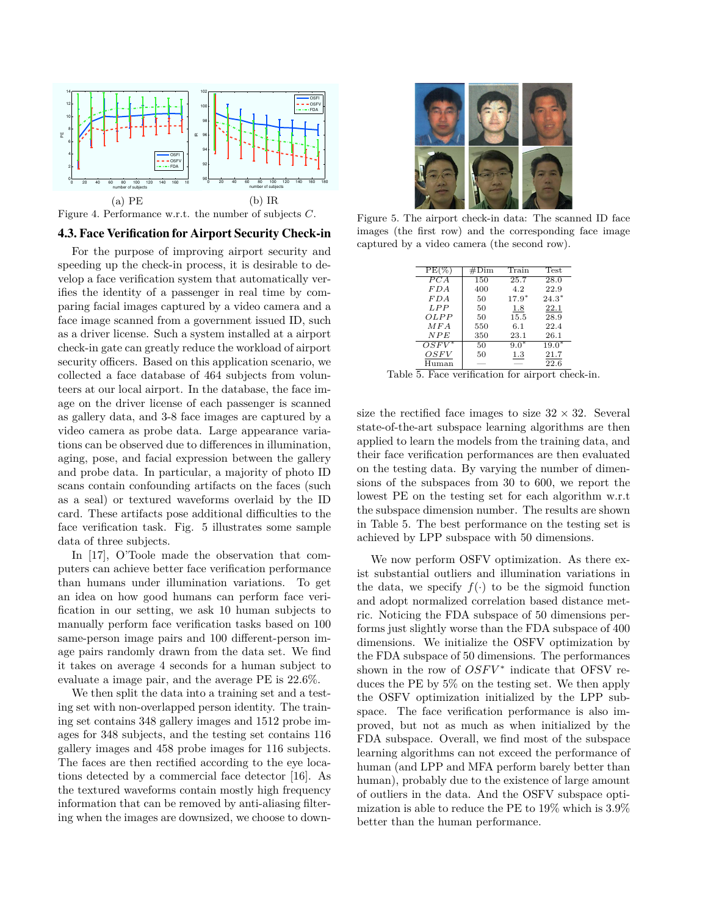(a) PE (b) IR

Figure 4. Performance w.r.t. the number of subjects $C$.

### 4.3. Face Verification for Airport Security Check-in

For the purpose of improving airport security and speeding up the check-in process, it is desirable to develop a face verification system that automatically verifies the identity of a passenger in real time by comparing facial images captured by a video camera and a face image scanned from a government issued ID, such as a driver license. Such a system installed at a airport check-in gate can greatly reduce the workload of airport security officers. Based on this application scenario, we collected a face database of 464 subjects from volunteers at our local airport. In the database, the face image on the driver license of each passenger is scanned as gallery data, and 3-8 face images are captured by a video camera as probe data. Large appearance variations can be observed due to differences in illumination, aging, pose, and facial expression between the gallery and probe data. In particular, a majority of photo ID scans contain confounding artifacts on the faces (such as a seal) or textured waveforms overlaid by the ID card. These artifacts pose additional difficulties to the face verification task. Fig. 5 illustrates some sample data of three subjects.

In [17], O'Toole made the observation that computers can achieve better face verification performance than humans under illumination variations. To get an idea on how good humans can perform face verification in our setting, we ask 10 human subjects to manually perform face verification tasks based on 100 same-person image pairs and 100 different-person image pairs randomly drawn from the data set. We find it takes on average 4 seconds for a human subject to evaluate a image pair, and the average PE is 22.6%.

We then split the data into a training set and a testing set with non-overlapped person identity. The training set contains 348 gallery images and 1512 probe images for 348 subjects, and the testing set contains 116 gallery images and 458 probe images for 116 subjects. The faces are then rectified according to the eye locations detected by a commercial face detector [16]. As the textured waveforms contain mostly high frequency information that can be removed by anti-aliasing filtering when the images are downsized, we choose to downsize the rectified face images to size $32 \times 32$. Several state-of-the-art subspace learning algorithms are then applied to learn the models from the training data, and their face verification performances are then evaluated on the testing data. By varying the number of dimensions of the subspaces from 30 to 600, we report the lowest PE on the testing set for each algorithm w.r.t the subspace dimension number. The results are shown in Table 5. The best performance on the testing set is achieved by LPP subspace with 50 dimensions.

Figure 5. The airport check-in data: The scanned ID face images (the first row) and the corresponding face image captured by a video camera (the second row).

| PE(%) | #Dim | Train | Test |
|---|---|---|---|
| $PCA$ | 150 | 25.7 | 28.0 |
| $FDA$ | 400 | 4.2 | 22.9 |
| $FDA$ | 50 | $17.9^*$ | $24.3^*$ |
| $LPP$ | 50 | <u>1.8</u> | <u>22.1</u> |
| $OLPP$ | 50 | 15.5 | 28.9 |
| $MFA$ | 550 | 6.1 | 22.4 |
| $NPE$ | 350 | 23.1 | 26.1 |
| $OSFV^*$ | 50 | $9.0^*$ | $19.0^*$ |
| <u>$OSFV$</u> | 50 | <u>1.3</u> | <u>21.7</u> |
| Human | — | — | 22.6 |

Table 5. Face verification for airport check-in.

We now perform OSFV optimization. As there exist substantial outliers and illumination variations in the data, we specify $f(\cdot)$ to be the sigmoid function and adopt normalized correlation based distance metric. Noticing the FDA subspace of 50 dimensions performs just slightly worse than the FDA subspace of 400 dimensions. We initialize the OSFV optimization by the FDA subspace of 50 dimensions. The performances shown in the row of $OSFV^*$ indicate that OFSV reduces the PE by 5% on the testing set. We then apply the OSFV optimization initialized by the LPP subspace. The face verification performance is also improved, but not as much as when initialized by the FDA subspace. Overall, we find most of the subspace learning algorithms can not exceed the performance of human (and LPP and MFA perform barely better than human), probably due to the existence of large amount of outliers in the data. And the OSFV subspace optimization is able to reduce the PE to 19% which is 3.9% better than the human performance.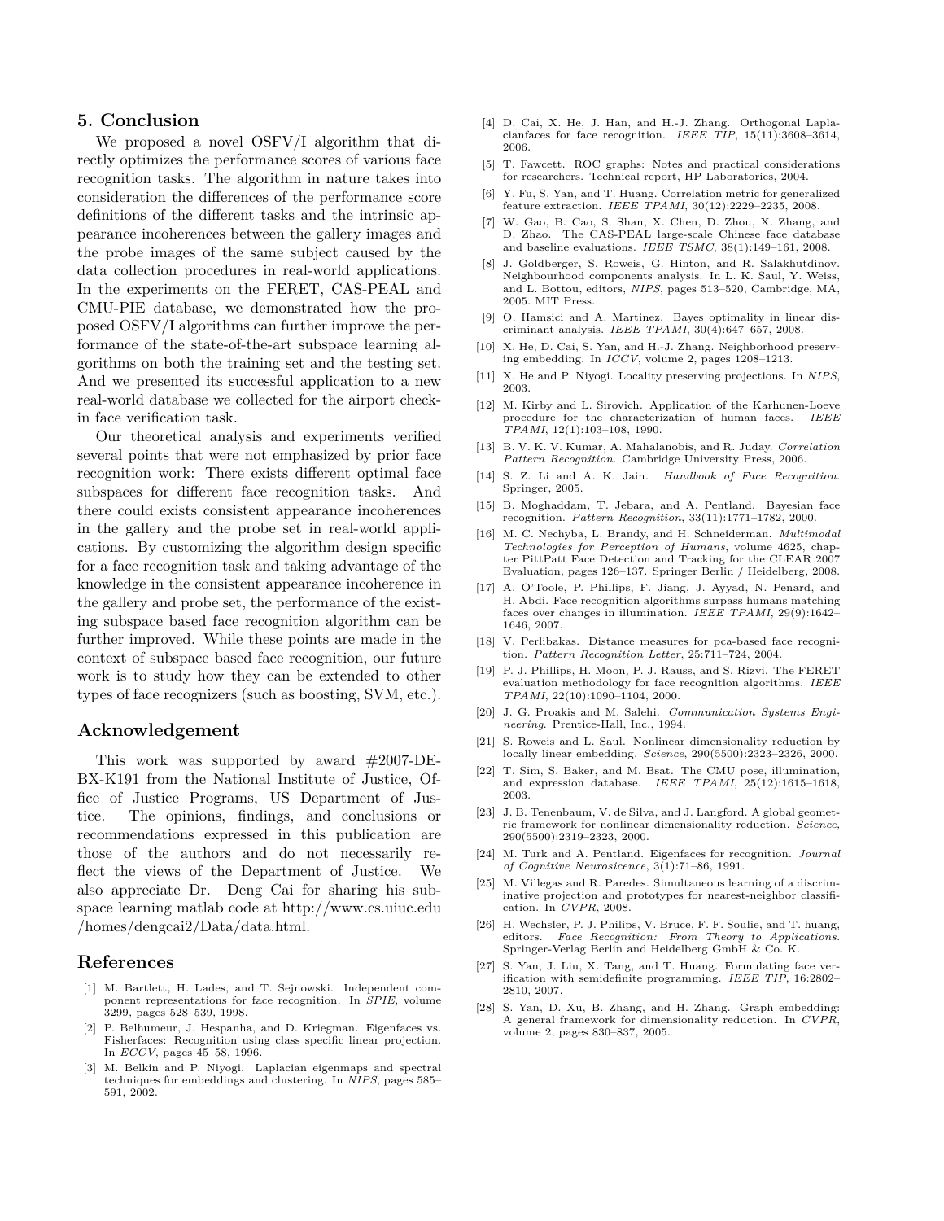## 5. Conclusion

We proposed a novel OSFV/I algorithm that directly optimizes the performance scores of various face recognition tasks. The algorithm in nature takes into consideration the differences of the performance score definitions of the different tasks and the intrinsic appearance incoherences between the gallery images and the probe images of the same subject caused by the data collection procedures in real-world applications. In the experiments on the FERET, CAS-PEAL and CMU-PIE database, we demonstrated how the proposed OSFV/I algorithms can further improve the performance of the state-of-the-art subspace learning algorithms on both the training set and the testing set. And we presented its successful application to a new real-world database we collected for the airport check-in face verification task.

Our theoretical analysis and experiments verified several points that were not emphasized by prior face recognition work: There exists different optimal face subspaces for different face recognition tasks. And there could exists consistent appearance incoherences in the gallery and the probe set in real-world applications. By customizing the algorithm design specific for a face recognition task and taking advantage of the knowledge in the consistent appearance incoherence in the gallery and probe set, the performance of the existing subspace based face recognition algorithm can be further improved. While these points are made in the context of subspace based face recognition, our future work is to study how they can be extended to other types of face recognizers (such as boosting, SVM, etc.).

## Acknowledgement

This work was supported by award #2007-DE-BX-K191 from the National Institute of Justice, Office of Justice Programs, US Department of Justice. The opinions, findings, and conclusions or recommendations expressed in this publication are those of the authors and do not necessarily reflect the views of the Department of Justice. We also appreciate Dr. Deng Cai for sharing his subspace learning matlab code at http://www.cs.uiuc.edu /homes/dengcai2/Data/data.html.

## References

[1] M. Bartlett, H. Lades, and T. Sejnowski. Independent component representations for face recognition. In *SPIE*, volume 3299, pages 528–539, 1998.

[2] P. Belhumeur, J. Hespanha, and D. Kriegman. Eigenfaces vs. Fisherfaces: Recognition using class specific linear projection. In *ECCV*, pages 45–58, 1996.

[3] M. Belkin and P. Niyogi. Laplacian eigenmaps and spectral techniques for embeddings and clustering. In *NIPS*, pages 585–591, 2002.

[4] D. Cai, X. He, J. Han, and H.-J. Zhang. Orthogonal Laplacianfaces for face recognition. *IEEE TIP*, 15(11):3608–3614, 2006.

[5] T. Fawcett. ROC graphs: Notes and practical considerations for researchers. Technical report, HP Laboratories, 2004.

[6] Y. Fu, S. Yan, and T. Huang. Correlation metric for generalized feature extraction. *IEEE TPAMI*, 30(12):2229–2235, 2008.

[7] W. Gao, B. Cao, S. Shan, X. Chen, D. Zhou, X. Zhang, and D. Zhao. The CAS-PEAL large-scale Chinese face database and baseline evaluations. *IEEE TSMC*, 38(1):149–161, 2008.

[8] J. Goldberger, S. Roweis, G. Hinton, and R. Salakhutdinov. Neighbourhood components analysis. In L. K. Saul, Y. Weiss, and L. Bottou, editors, *NIPS*, pages 513–520, Cambridge, MA, 2005. MIT Press.

[9] O. Hamsici and A. Martinez. Bayes optimality in linear discriminant analysis. *IEEE TPAMI*, 30(4):647–657, 2008.

[10] X. He, D. Cai, S. Yan, and H.-J. Zhang. Neighborhood preserving embedding. In *ICCV*, volume 2, pages 1208–1213.

[11] X. He and P. Niyogi. Locality preserving projections. In *NIPS*, 2003.

[12] M. Kirby and L. Sirovich. Application of the Karhunen-Loeve procedure for the characterization of human faces. *IEEE TPAMI*, 12(1):103–108, 1990.

[13] B. V. K. V. Kumar, A. Mahalanobis, and R. Juday. *Correlation Pattern Recognition.* Cambridge University Press, 2006.

[14] S. Z. Li and A. K. Jain. *Handbook of Face Recognition.* Springer, 2005.

[15] B. Moghaddam, T. Jebara, and A. Pentland. Bayesian face recognition. *Pattern Recognition*, 33(11):1771–1782, 2000.

[16] M. C. Nechyba, L. Brandy, and H. Schneiderman. *Multimodal Technologies for Perception of Humans*, volume 4625, chapter PittPatt Face Detection and Tracking for the CLEAR 2007 Evaluation, pages 126–137. Springer Berlin / Heidelberg, 2008.

[17] A. O'Toole, P. Phillips, F. Jiang, J. Ayyad, N. Penard, and H. Abdi. Face recognition algorithms surpass humans matching faces over changes in illumination. *IEEE TPAMI*, 29(9):1642–1646, 2007.

[18] V. Perlibakas. Distance measures for pca-based face recognition. *Pattern Recognition Letter*, 25:711–724, 2004.

[19] P. J. Phillips, H. Moon, P. J. Rauss, and S. Rizvi. The FERET evaluation methodology for face recognition algorithms. *IEEE TPAMI*, 22(10):1090–1104, 2000.

[20] J. G. Proakis and M. Salehi. *Communication Systems Engineering*. Prentice-Hall, Inc., 1994.

[21] S. Roweis and L. Saul. Nonlinear dimensionality reduction by locally linear embedding. *Science*, 290(5500):2323–2326, 2000.

[22] T. Sim, S. Baker, and M. Bsat. The CMU pose, illumination, and expression database. *IEEE TPAMI*, 25(12):1615–1618, 2003.

[23] J. B. Tenenbaum, V. de Silva, and J. Langford. A global geometric framework for nonlinear dimensionality reduction. *Science*, 290(5500):2319–2323, 2000.

[24] M. Turk and A. Pentland. Eigenfaces for recognition. *Journal of Cognitive Neuroscience*, 3(1):71–86, 1991.

[25] M. Villegas and R. Paredes. Simultaneous learning of a discriminative projection and prototypes for nearest-neighbor classification. In *CVPR*, 2008.

[26] H. Wechsler, P. J. Philips, V. Bruce, F. F. Soulie, and T. huang, editors. *Face Recognition: From Theory to Applications.* Springer-Verlag Berlin and Heidelberg GmbH & Co. K.

[27] S. Yan, J. Liu, X. Tang, and T. Huang. Formulating face verification with semidefinite programming. *IEEE TIP*, 16:2802–2810, 2007.

[28] S. Yan, D. Xu, B. Zhang, and H. Zhang. Graph embedding: A general framework for dimensionality reduction. In *CVPR*, volume 2, pages 830–837, 2005.